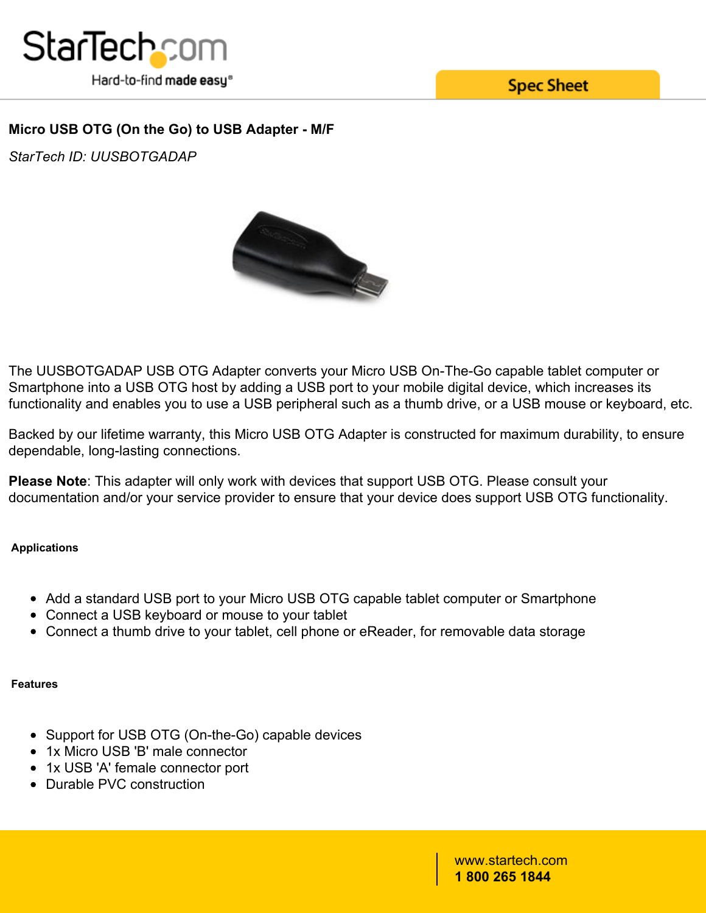# Micro USB OTG (On the Go) to USB Adapter - M/F

*StarTech ID: UUSBOTGADAP*

The UUSBOTGADAP USB OTG Adapter converts your Micro USB On-The-Go capable tablet computer or Smartphone into a USB OTG host by adding a USB port to your mobile digital device, which increases its functionality and enables you to use a USB peripheral such as a thumb drive, or a USB mouse or keyboard, etc.

Backed by our lifetime warranty, this Micro USB OTG Adapter is constructed for maximum durability, to ensure dependable, long-lasting connections.

**Please Note**: This adapter will only work with devices that support USB OTG. Please consult your documentation and/or your service provider to ensure that your device does support USB OTG functionality.

## Applications

- Add a standard USB port to your Micro USB OTG capable tablet computer or Smartphone
- Connect a USB keyboard or mouse to your tablet
- Connect a thumb drive to your tablet, cell phone or eReader, for removable data storage

## Features

- Support for USB OTG (On-the-Go) capable devices
- 1x Micro USB 'B' male connector
- 1x USB 'A' female connector port
- Durable PVC construction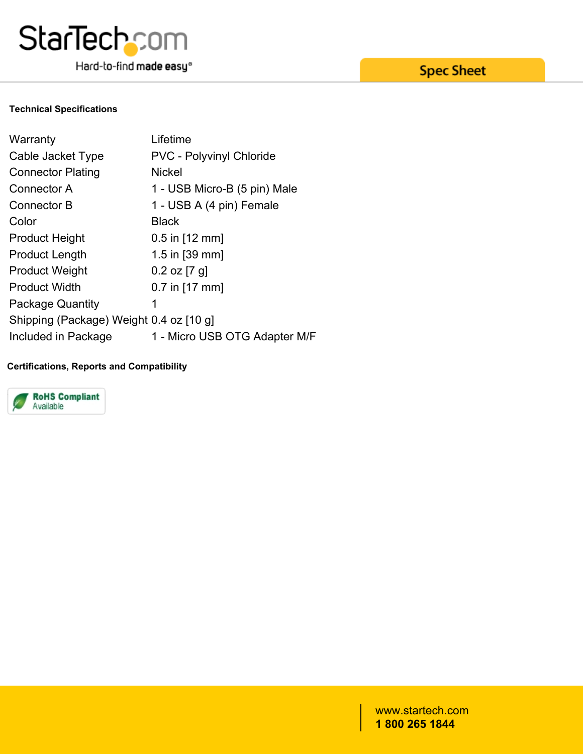StarTech.com

Hard-to-find made easy®

Spec Sheet

#### Technical Specifications

| | |
|---|---|
| Warranty | Lifetime |
| Cable Jacket Type | PVC - Polyvinyl Chloride |
| Connector Plating | Nickel |
| Connector A | 1 - USB Micro-B (5 pin) Male |
| Connector B | 1 - USB A (4 pin) Female |
| Color | Black |
| Product Height | 0.5 in [12 mm] |
| Product Length | 1.5 in [39 mm] |
| Product Weight | 0.2 oz [7 g] |
| Product Width | 0.7 in [17 mm] |
| Package Quantity | 1 |
| Shipping (Package) Weight | 0.4 oz [10 g] |
| Included in Package | 1 - Micro USB OTG Adapter M/F |

#### Certifications, Reports and Compatibility

RoHS Compliant
Available

www.startech.com
**1 800 265 1844**